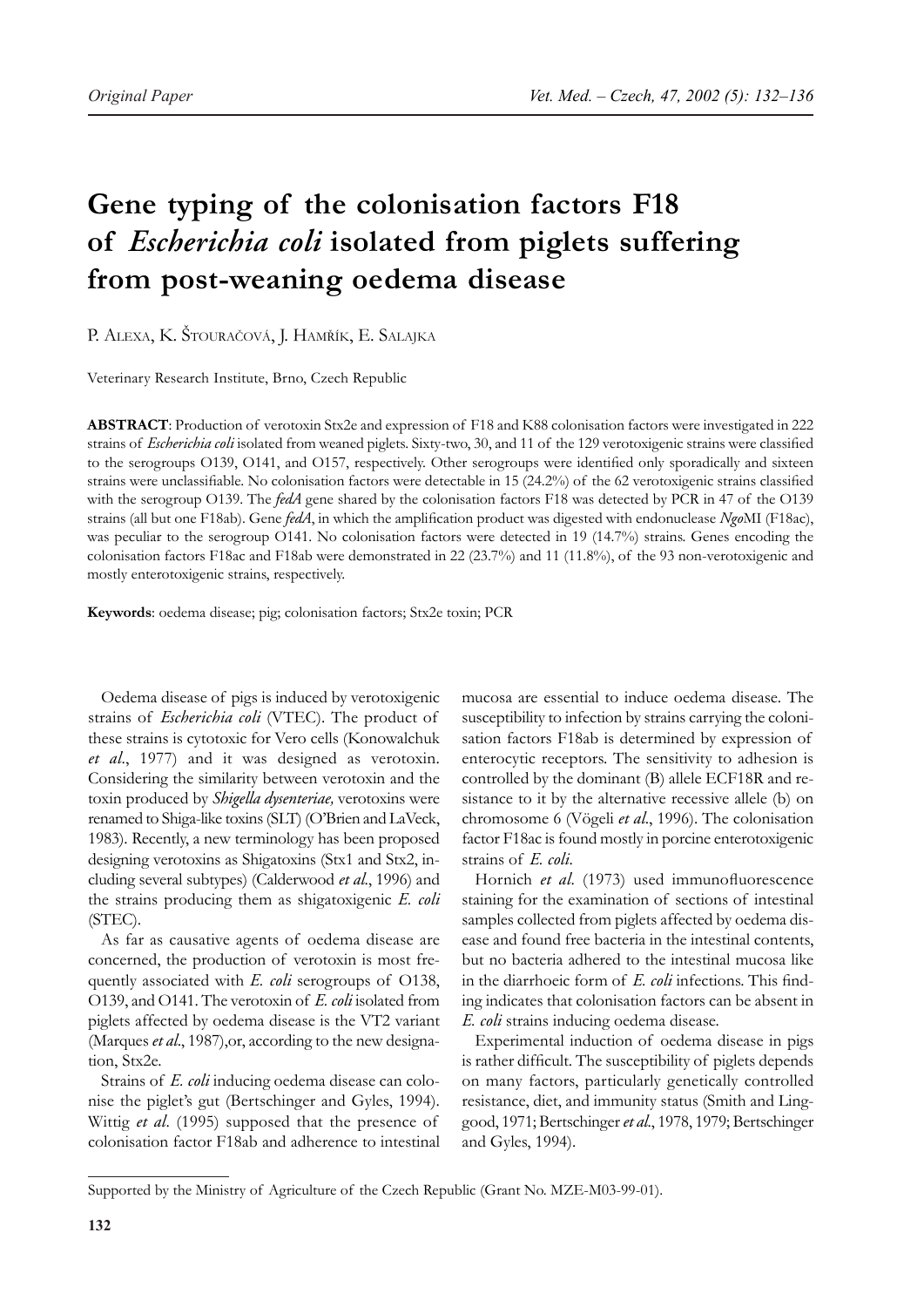Original Paper

# Gene typing of the colonisation factors F18 of *Escherichia coli* isolated from piglets suffering from post-weaning oedema disease

P. Alexa, K. Štouračová, J. Hamřík, E. Salajka

Veterinary Research Institute, Brno, Czech Republic

**ABSTRACT**: Production of verotoxin Stx2e and expression of F18 and K88 colonisation factors were investigated in 222 strains of *Escherichia coli* isolated from weaned piglets. Sixty-two, 30, and 11 of the 129 verotoxigenic strains were classified to the serogroups O139, O141, and O157, respectively. Other serogroups were identified only sporadically and sixteen strains were unclassifiable. No colonisation factors were detectable in 15 (24.2%) of the 62 verotoxigenic strains classified with the serogroup O139. The *fedA* gene shared by the colonisation factors F18 was detected by PCR in 47 of the O139 strains (all but one F18ab). Gene *fedA*, in which the amplification product was digested with endonuclease *Ngo*MI (F18ac), was peculiar to the serogroup O141. No colonisation factors were detected in 19 (14.7%) strains. Genes encoding the colonisation factors F18ac and F18ab were demonstrated in 22 (23.7%) and 11 (11.8%), of the 93 non-verotoxigenic and mostly enterotoxigenic strains, respectively.

**Keywords**: oedema disease; pig; colonisation factors; Stx2e toxin; PCR

Oedema disease of pigs is induced by verotoxigenic strains of *Escherichia coli* (VTEC). The product of these strains is cytotoxic for Vero cells (Konowalchuk *et al*., 1977) and it was designed as verotoxin. Considering the similarity between verotoxin and the toxin produced by *Shigella dysenteriae,* verotoxins were renamed to Shiga-like toxins (SLT) (O'Brien and LaVeck, 1983). Recently, a new terminology has been proposed designing verotoxins as Shigatoxins (Stx1 and Stx2, including several subtypes) (Calderwood *et al*., 1996) and the strains producing them as shigatoxigenic *E. coli* (STEC).

As far as causative agents of oedema disease are concerned, the production of verotoxin is most frequently associated with *E. coli* serogroups of O138, O139, and O141. The verotoxin of *E. coli* isolated from piglets affected by oedema disease is the VT2 variant (Marques *et al*., 1987),or, according to the new designation, Stx2e.

Strains of *E. coli* inducing oedema disease can colonise the piglet's gut (Bertschinger and Gyles, 1994). Wittig *et al*. (1995) supposed that the presence of colonisation factor F18ab and adherence to intestinal mucosa are essential to induce oedema disease. The susceptibility to infection by strains carrying the colonisation factors F18ab is determined by expression of enterocytic receptors. The sensitivity to adhesion is controlled by the dominant (B) allele ECF18R and resistance to it by the alternative recessive allele (b) on chromosome 6 (Vögeli *et al*., 1996). The colonisation factor F18ac is found mostly in porcine enterotoxigenic strains of *E. coli*.

Hornich *et al*. (1973) used immunofluorescence staining for the examination of sections of intestinal samples collected from piglets affected by oedema disease and found free bacteria in the intestinal contents, but no bacteria adhered to the intestinal mucosa like in the diarrhoeic form of *E. coli* infections. This finding indicates that colonisation factors can be absent in *E. coli* strains inducing oedema disease.

Experimental induction of oedema disease in pigs is rather difficult. The susceptibility of piglets depends on many factors, particularly genetically controlled resistance, diet, and immunity status (Smith and Linggood, 1971; Bertschinger *et al*., 1978, 1979; Bertschinger and Gyles, 1994).

Supported by the Ministry of Agriculture of the Czech Republic (Grant No. MZE-M03-99-01).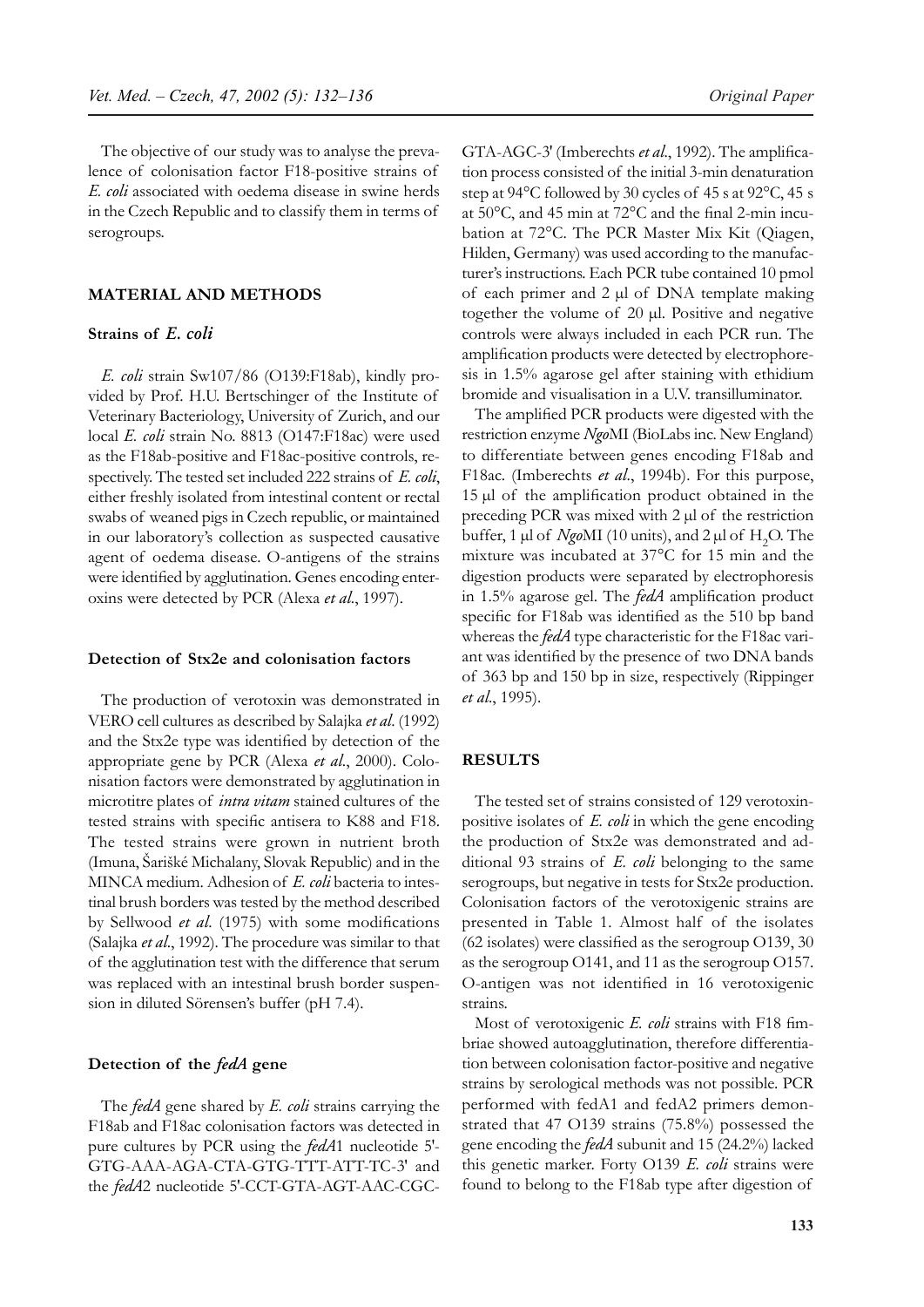The objective of our study was to analyse the prevalence of colonisation factor F18-positive strains of *E. coli* associated with oedema disease in swine herds in the Czech Republic and to classify them in terms of serogroups.

## MATERIAL AND METHODS

### Strains of *E. coli*

*E. coli* strain Sw107/86 (O139:F18ab), kindly provided by Prof. H.U. Bertschinger of the Institute of Veterinary Bacteriology, University of Zurich, and our local *E. coli* strain No. 8813 (O147:F18ac) were used as the F18ab-positive and F18ac-positive controls, respectively. The tested set included 222 strains of *E. coli*, either freshly isolated from intestinal content or rectal swabs of weaned pigs in Czech republic, or maintained in our laboratory's collection as suspected causative agent of oedema disease. O-antigens of the strains were identified by agglutination. Genes encoding enterooxins were detected by PCR (Alexa *et al.*, 1997).

### Detection of Stx2e and colonisation factors

The production of verotoxin was demonstrated in VERO cell cultures as described by Salajka *et al.* (1992) and the Stx2e type was identified by detection of the appropriate gene by PCR (Alexa *et al.*, 2000). Colonisation factors were demonstrated by agglutination in microtitre plates of *intra vitam* stained cultures of the tested strains with specific antisera to K88 and F18. The tested strains were grown in nutrient broth (Imuna, Šarišské Michalany, Slovak Republic) and in the MINCA medium. Adhesion of *E. coli* bacteria to intestinal brush borders was tested by the method described by Sellwood *et al.* (1975) with some modifications (Salajka *et al.*, 1992). The procedure was similar to that of the agglutination test with the difference that serum was replaced with an intestinal brush border suspension in diluted Sörensen's buffer (pH 7.4).

### Detection of the *fedA* gene

The *fedA* gene shared by *E. coli* strains carrying the F18ab and F18ac colonisation factors was detected in pure cultures by PCR using the *fedA*1 nucleotide 5'-GTG-AAA-AGA-CTA-GTG-TTT-ATT-TC-3' and the *fedA*2 nucleotide 5'-CCT-GTA-AGT-AAC-CGC-GTA-AGC-3' (Imberechts *et al.*, 1992). The amplification process consisted of the initial 3-min denaturation step at 94°C followed by 30 cycles of 45 s at 92°C, 45 s at 50°C, and 45 min at 72°C and the final 2-min incubation at 72°C. The PCR Master Mix Kit (Qiagen, Hilden, Germany) was used according to the manufacturer's instructions. Each PCR tube contained 10 pmol of each primer and 2 μl of DNA template making together the volume of 20 μl. Positive and negative controls were always included in each PCR run. The amplification products were detected by electrophoresis in 1.5% agarose gel after staining with ethidium bromide and visualisation in a U.V. transilluminator.

The amplified PCR products were digested with the restriction enzyme *Ngo*MI (BioLabs inc. New England) to differentiate between genes encoding F18ab and F18ac. (Imberechts *et al.*, 1994b). For this purpose, 15 μl of the amplification product obtained in the preceding PCR was mixed with 2 μl of the restriction buffer, 1 μl of *Ngo*MI (10 units), and 2 μl of $H_2O$. The mixture was incubated at 37°C for 15 min and the digestion products were separated by electrophoresis in 1.5% agarose gel. The *fedA* amplification product specific for F18ab was identified as the 510 bp band whereas the *fedA* type characteristic for the F18ac variant was identified by the presence of two DNA bands of 363 bp and 150 bp in size, respectively (Rippinger *et al.*, 1995).

## RESULTS

The tested set of strains consisted of 129 verotoxin-positive isolates of *E. coli* in which the gene encoding the production of Stx2e was demonstrated and additional 93 strains of *E. coli* belonging to the same serogroups, but negative in tests for Stx2e production. Colonisation factors of the verotoxigenic strains are presented in Table 1. Almost half of the isolates (62 isolates) were classified as the serogroup O139, 30 as the serogroup O141, and 11 as the serogroup O157. O-antigen was not identified in 16 verotoxigenic strains.

Most of verotoxigenic *E. coli* strains with F18 fimbriae showed autoagglutination, therefore differentiation between colonisation factor-positive and negative strains by serological methods was not possible. PCR performed with fedA1 and fedA2 primers demonstrated that 47 O139 strains (75.8%) possessed the gene encoding the *fedA* subunit and 15 (24.2%) lacked this genetic marker. Forty O139 *E. coli* strains were found to belong to the F18ab type after digestion of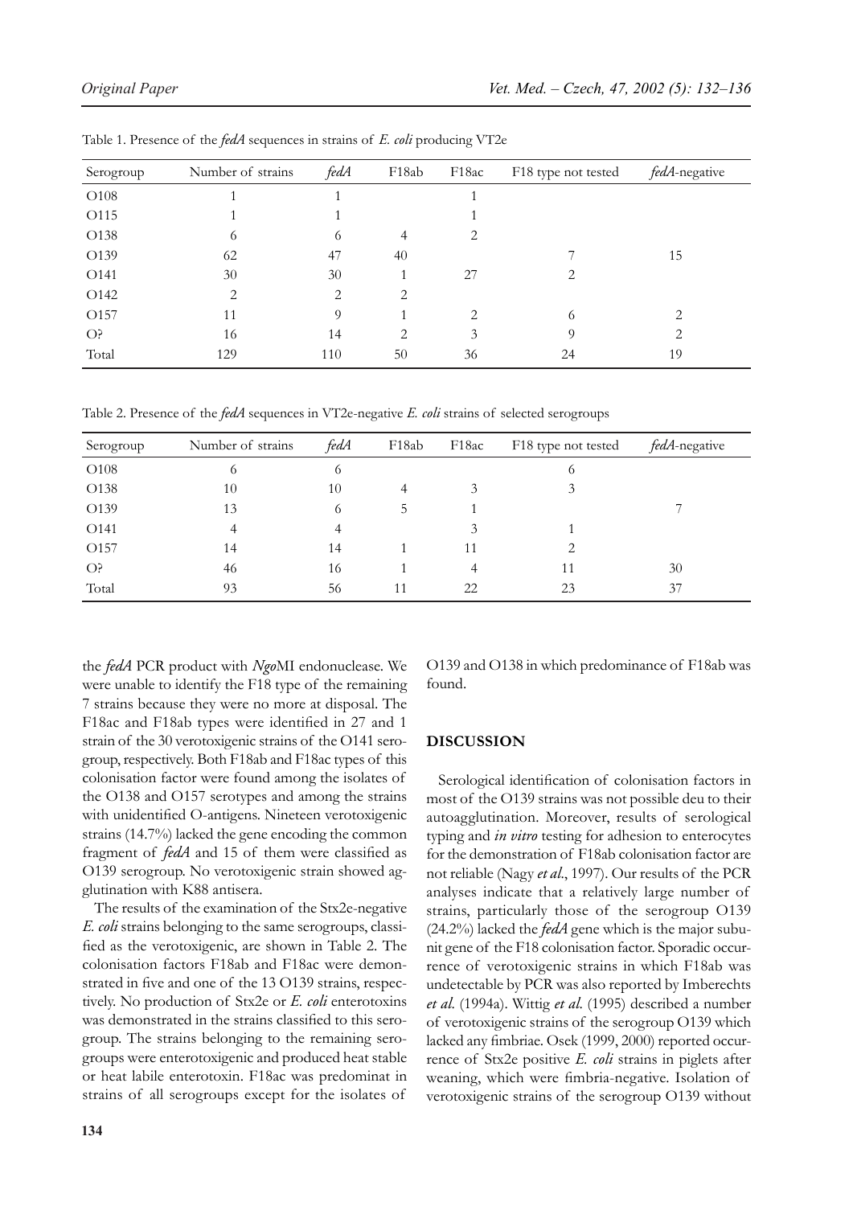Table 1. Presence of the *fedA* sequences in strains of *E. coli* producing VT2e

| Serogroup | Number of strains | *fedA* | F18ab | F18ac | F18 type not tested | *fedA*-negative |
|---|---|---|---|---|---|---|
| O108 | 1 | 1 | | 1 | | |
| O115 | 1 | 1 | | 1 | | |
| O138 | 6 | 6 | 4 | 2 | | |
| O139 | 62 | 47 | 40 | | 7 | 15 |
| O141 | 30 | 30 | 1 | 27 | 2 | |
| O142 | 2 | 2 | 2 | | | |
| O157 | 11 | 9 | 1 | 2 | 6 | 2 |
| O? | 16 | 14 | 2 | 3 | 9 | 2 |
| Total | 129 | 110 | 50 | 36 | 24 | 19 |

Table 2. Presence of the *fedA* sequences in VT2e-negative *E. coli* strains of selected serogroups

| Serogroup | Number of strains | *fedA* | F18ab | F18ac | F18 type not tested | *fedA*-negative |
|---|---|---|---|---|---|---|
| O108 | 6 | 6 | | | 6 | |
| O138 | 10 | 10 | 4 | 3 | 3 | |
| O139 | 13 | 6 | 5 | 1 | | 7 |
| O141 | 4 | 4 | | 3 | 1 | |
| O157 | 14 | 14 | 1 | 11 | 2 | |
| O? | 46 | 16 | 1 | 4 | 11 | 30 |
| Total | 93 | 56 | 11 | 22 | 23 | 37 |

the *fedA* PCR product with *Ngo*MI endonuclease. We were unable to identify the F18 type of the remaining 7 strains because they were no more at disposal. The F18ac and F18ab types were identified in 27 and 1 strain of the 30 verotoxigenic strains of the O141 serogroup, respectively. Both F18ab and F18ac types of this colonisation factor were found among the isolates of the O138 and O157 serotypes and among the strains with unidentified O-antigens. Nineteen verotoxigenic strains (14.7%) lacked the gene encoding the common fragment of *fedA* and 15 of them were classified as O139 serogroup. No verotoxigenic strain showed agglutination with K88 antisera.

The results of the examination of the Stx2e-negative *E. coli* strains belonging to the same serogroups, classified as the verotoxigenic, are shown in Table 2. The colonisation factors F18ab and F18ac were demonstrated in five and one of the 13 O139 strains, respectively. No production of Stx2e or *E. coli* enterotoxins was demonstrated in the strains classified to this serogroup. The strains belonging to the remaining serogroups were enterotoxigenic and produced heat stable or heat labile enterotoxin. F18ac was predominat in strains of all serogroups except for the isolates of O139 and O138 in which predominance of F18ab was found.

## DISCUSSION

Serological identification of colonisation factors in most of the O139 strains was not possible deu to their autoagglutination. Moreover, results of serological typing and *in vitro* testing for adhesion to enterocytes for the demonstration of F18ab colonisation factor are not reliable (Nagy *et al.*, 1997). Our results of the PCR analyses indicate that a relatively large number of strains, particularly those of the serogroup O139 (24.2%) lacked the *fedA* gene which is the major subunit gene of the F18 colonisation factor. Sporadic occurrence of verotoxigenic strains in which F18ab was undetectable by PCR was also reported by Imberechts *et al.* (1994a). Wittig *et al.* (1995) described a number of verotoxigenic strains of the serogroup O139 which lacked any fimbriae. Osek (1999, 2000) reported occurrence of Stx2e positive *E. coli* strains in piglets after weaning, which were fimbria-negative. Isolation of verotoxigenic strains of the serogroup O139 without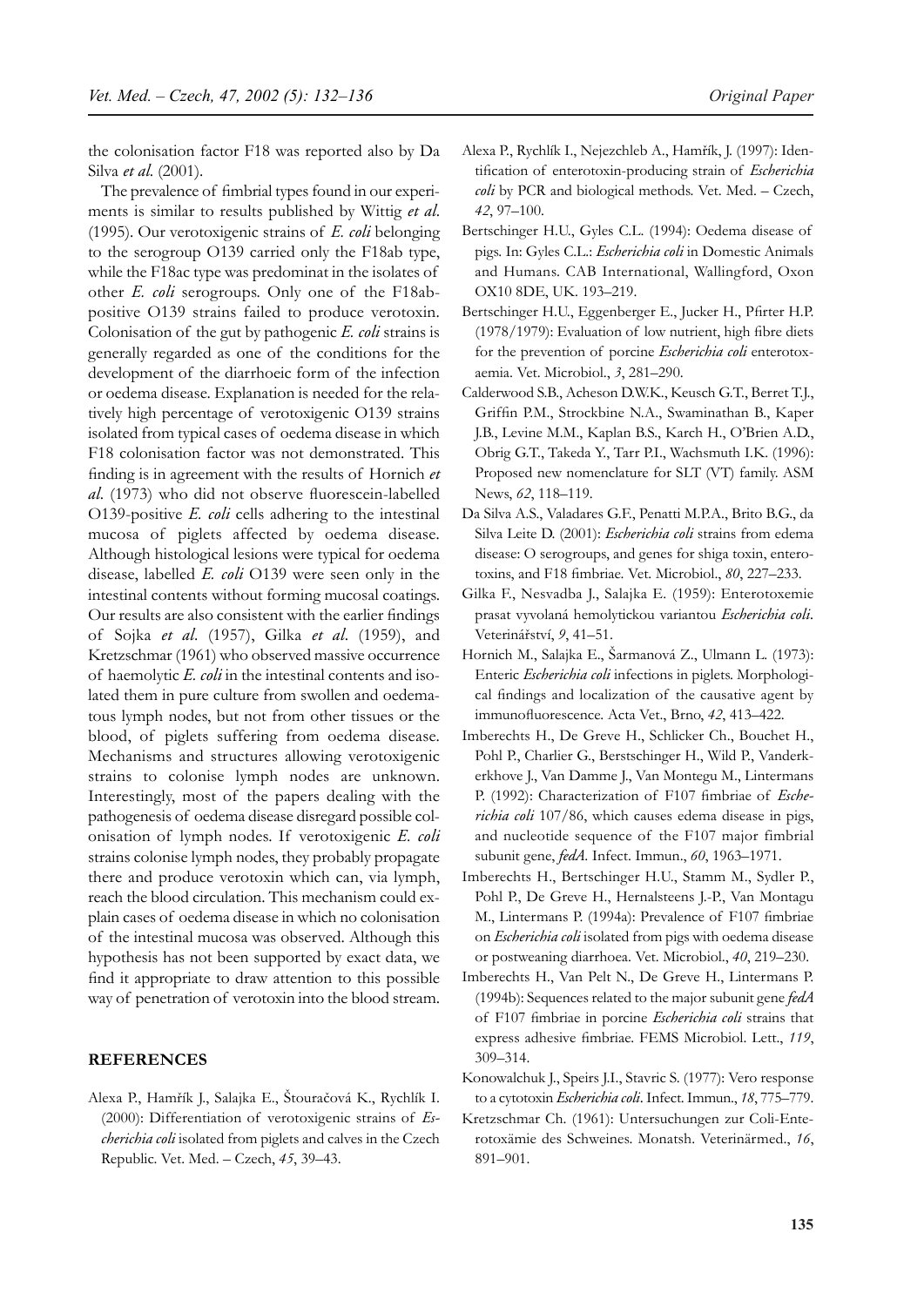the colonisation factor F18 was reported also by Da Silva *et al.* (2001).

The prevalence of fimbrial types found in our experiments is similar to results published by Wittig *et al.* (1995). Our verotoxigenic strains of *E. coli* belonging to the serogroup O139 carried only the F18ab type, while the F18ac type was predominat in the isolates of other *E. coli* serogroups. Only one of the F18ab-positive O139 strains failed to produce verotoxin. Colonisation of the gut by pathogenic *E. coli* strains is generally regarded as one of the conditions for the development of the diarrhoeic form of the infection or oedema disease. Explanation is needed for the relatively high percentage of verotoxigenic O139 strains isolated from typical cases of oedema disease in which F18 colonisation factor was not demonstrated. This finding is in agreement with the results of Hornich *et al.* (1973) who did not observe fluorescein-labelled O139-positive *E. coli* cells adhering to the intestinal mucosa of piglets affected by oedema disease. Although histological lesions were typical for oedema disease, labelled *E. coli* O139 were seen only in the intestinal contents without forming mucosal coatings. Our results are also consistent with the earlier findings of Sojka *et al.* (1957), Gilka *et al.* (1959), and Kretzschmar (1961) who observed massive occurrence of haemolytic *E. coli* in the intestinal contents and isolated them in pure culture from swollen and oedematous lymph nodes, but not from other tissues or the blood, of piglets suffering from oedema disease. Mechanisms and structures allowing verotoxigenic strains to colonise lymph nodes are unknown. Interestingly, most of the papers dealing with the pathogenesis of oedema disease disregard possible colonisation of lymph nodes. If verotoxigenic *E. coli* strains colonise lymph nodes, they probably propagate there and produce verotoxin which can, via lymph, reach the blood circulation. This mechanism could explain cases of oedema disease in which no colonisation of the intestinal mucosa was observed. Although this hypothesis has not been supported by exact data, we find it appropriate to draw attention to this possible way of penetration of verotoxin into the blood stream.

## REFERENCES

Alexa P., Hamřík J., Salajka E., Štouračová K., Rychlík I. (2000): Differentiation of verotoxigenic strains of *Escherichia coli* isolated from piglets and calves in the Czech Republic. Vet. Med. – Czech, *45*, 39–43.

Alexa P., Rychlík I., Nejezchleb A., Hamřík, J. (1997): Identification of enterotoxin-producing strain of *Escherichia coli* by PCR and biological methods. Vet. Med. – Czech, *42*, 97–100.

Bertschinger H.U., Gyles C.L. (1994): Oedema disease of pigs. In: Gyles C.L.: *Escherichia coli* in Domestic Animals and Humans. CAB International, Wallingford, Oxon OX10 8DE, UK. 193–219.

Bertschinger H.U., Eggenberger E., Jucker H., Pfirter H.P. (1978/1979): Evaluation of low nutrient, high fibre diets for the prevention of porcine *Escherichia coli* enterotoxaemia. Vet. Microbiol., *3*, 281–290.

Calderwood S.B., Acheson D.W.K., Keusch G.T., Berret T.J., Griffin P.M., Strockbine N.A., Swaminathan B., Kaper J.B., Levine M.M., Kaplan B.S., Karch H., O'Brien A.D., Obrig G.T., Takeda Y., Tarr P.I., Wachsmuth I.K. (1996): Proposed new nomenclature for SLT (VT) family. ASM News, *62*, 118–119.

Da Silva A.S., Valadares G.F., Penatti M.P.A., Brito B.G., da Silva Leite D. (2001): *Escherichia coli* strains from edema disease: O serogroups, and genes for shiga toxin, enterotoxins, and F18 fimbriae. Vet. Microbiol., *80*, 227–233.

Gilka F., Nesvadba J., Salajka E. (1959): Enterotoxemie prasat vyvolaná hemolytickou variantou *Escherichia coli*. Veterinářství, *9*, 41–51.

Hornich M., Salajka E., Šarmanová Z., Ulmann L. (1973): Enteric *Escherichia coli* infections in piglets. Morphological findings and localization of the causative agent by immunofluorescence. Acta Vet., Brno, *42*, 413–422.

Imberechts H., De Greve H., Schlicker Ch., Bouchet H., Pohl P., Charlier G., Berstschinger H., Wild P., Vanderkerkhove J., Van Damme J., Van Montegu M., Lintermans P. (1992): Characterization of F107 fimbriae of *Escherichia coli* 107/86, which causes edema disease in pigs, and nucleotide sequence of the F107 major fimbrial subunit gene, *fedA*. Infect. Immun., *60*, 1963–1971.

Imberechts H., Bertschinger H.U., Stamm M., Sydler P., Pohl P., De Greve H., Hernalsteens J.-P., Van Montagu M., Lintermans P. (1994a): Prevalence of F107 fimbriae on *Escherichia coli* isolated from pigs with oedema disease or postweaning diarrhoea. Vet. Microbiol., *40*, 219–230.

Imberechts H., Van Pelt N., De Greve H., Lintermans P. (1994b): Sequences related to the major subunit gene *fedA* of F107 fimbriae in porcine *Escherichia coli* strains that express adhesive fimbriae. FEMS Microbiol. Lett., *119*, 309–314.

Konowalchuk J., Speirs J.I., Stavric S. (1977): Vero response to a cytotoxin *Escherichia coli*. Infect. Immun., *18*, 775–779.

Kretzschmar Ch. (1961): Untersuchungen zur Coli-Enterotoxämie des Schweines. Monatsh. Veterinärmed., *16*, 891–901.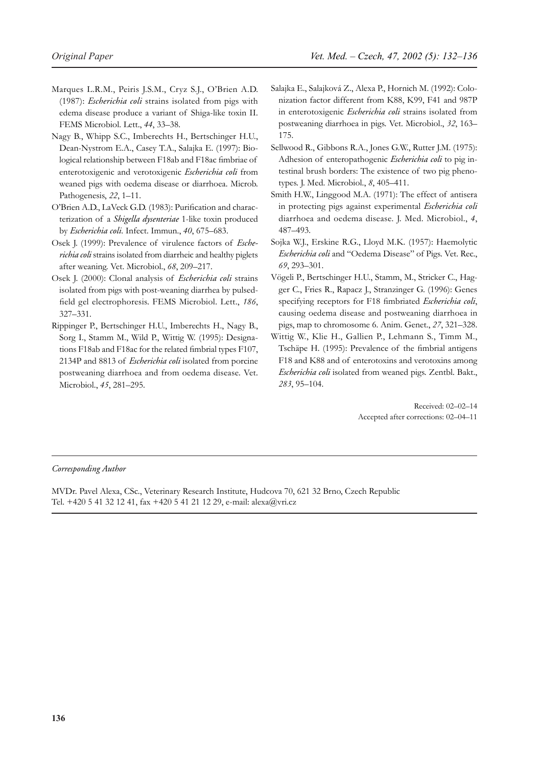Marques L.R.M., Peiris J.S.M., Cryz S.J., O'Brien A.D. (1987): *Escherichia coli* strains isolated from pigs with edema disease produce a variant of Shiga-like toxin II. FEMS Microbiol. Lett., *44*, 33–38.

Nagy B., Whipp S.C., Imberechts H., Bertschinger H.U., Dean-Nystrom E.A., Casey T.A., Salajka E. (1997): Biological relationship between F18ab and F18ac fimbriae of enterotoxigenic and verotoxigenic *Escherichia coli* from weaned pigs with oedema disease or diarrhoea. Microb. Pathogenesis, *22*, 1–11.

O'Brien A.D., LaVeck G.D. (1983): Purification and characterization of a *Shigella dysenteriae* 1-like toxin produced by *Escherichia coli*. Infect. Immun., *40*, 675–683.

Osek J. (1999): Prevalence of virulence factors of *Escherichia coli* strains isolated from diarrheic and healthy piglets after weaning. Vet. Microbiol., *68*, 209–217.

Osek J. (2000): Clonal analysis of *Escherichia coli* strains isolated from pigs with post-weaning diarrhea by pulsed-field gel electrophoresis. FEMS Microbiol. Lett., *186*, 327–331.

Rippinger P., Bertschinger H.U., Imberechts H., Nagy B., Sorg I., Stamm M., Wild P., Wittig W. (1995): Designations F18ab and F18ac for the related fimbrial types F107, 2134P and 8813 of *Escherichia coli* isolated from porcine postweaning diarrhoea and from oedema disease. Vet. Microbiol., *45*, 281–295.

Salajka E., Salajková Z., Alexa P., Hornich M. (1992): Colonization factor different from K88, K99, F41 and 987P in enterotoxigenic *Escherichia coli* strains isolated from postweaning diarrhoea in pigs. Vet. Microbiol., *32*, 163–175.

Sellwood R., Gibbons R.A., Jones G.W., Rutter J.M. (1975): Adhesion of enteropathogenic *Escherichia coli* to pig intestinal brush borders: The existence of two pig phenotypes. J. Med. Microbiol., *8*, 405–411.

Smith H.W., Linggood M.A. (1971): The effect of antisera in protecting pigs against experimental *Escherichia coli* diarrhoea and oedema disease. J. Med. Microbiol., *4*, 487–493.

Sojka W.J., Erskine R.G., Lloyd M.K. (1957): Haemolytic *Escherichia coli* and "Oedema Disease" of Pigs. Vet. Rec., *69*, 293–301.

Vögeli P., Bertschinger H.U., Stamm, M., Stricker C., Hagger C., Fries R., Rapacz J., Stranzinger G. (1996): Genes specifying receptors for F18 fimbriated *Escherichia coli*, causing oedema disease and postweaning diarrhoea in pigs, map to chromosome 6. Anim. Genet., *27*, 321–328.

Wittig W., Klie H., Gallien P., Lehmann S., Timm M., Tschäpe H. (1995): Prevalence of the fimbrial antigens F18 and K88 and of enterotoxins and verotoxins among *Escherichia coli* isolated from weaned pigs. Zentbl. Bakt., *283*, 95–104.

Received: 02–02–14
Accepted after corrections: 02–04–11

*Corresponding Author*

MVDr. Pavel Alexa, CSc., Veterinary Research Institute, Hudcova 70, 621 32 Brno, Czech Republic
Tel. +420 5 41 32 12 41, fax +420 5 41 21 12 29, e-mail: alexa@vri.cz